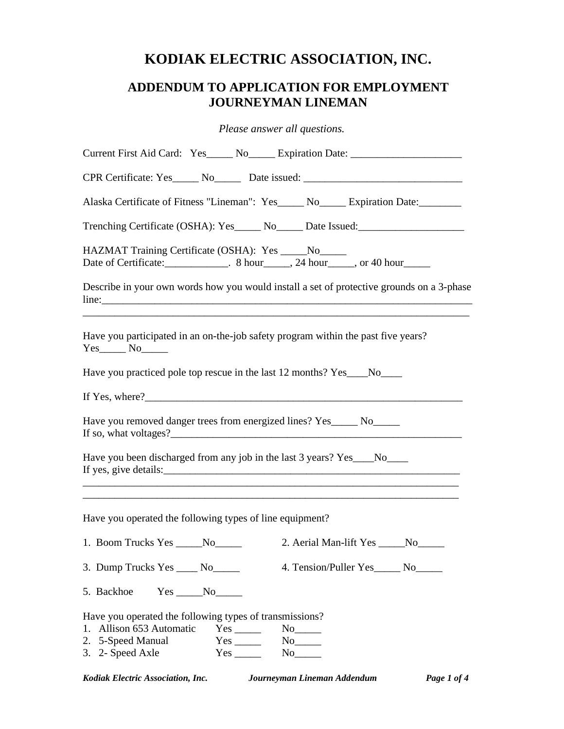# KODIAK ELECTRIC ASSOCIATION, INC.

## ADDENDUM TO APPLICATION FOR EMPLOYMENT
## JOURNEYMAN LINEMAN

*Please answer all questions.*

Current First Aid Card: Yes_____ No_____ Expiration Date: _____________________

CPR Certificate: Yes_____ No_____ Date issued: ______________________________

Alaska Certificate of Fitness "Lineman": Yes_____ No_____ Expiration Date:________

Trenching Certificate (OSHA): Yes_____ No_____ Date Issued:____________________

HAZMAT Training Certificate (OSHA): Yes _____No_____
Date of Certificate:____________. 8 hour_____, 24 hour_____, or 40 hour_____

Describe in your own words how you would install a set of protective grounds on a 3-phase line:_________________________________________________________________________
_________________________________________________________________________

Have you participated in an on-the-job safety program within the past five years?
Yes_____ No_____

Have you practiced pole top rescue in the last 12 months? Yes____No____

If Yes, where?_______________________________________________________________

Have you removed danger trees from energized lines? Yes_____ No_____
If so, what voltages?__________________________________________________________

Have you been discharged from any job in the last 3 years? Yes____No____
If yes, give details:___________________________________________________________
_________________________________________________________________________
_________________________________________________________________________

Have you operated the following types of line equipment?

1. Boom Trucks Yes _____No_____
2. Aerial Man-lift Yes _____No_____
3. Dump Trucks Yes ____ No_____
4. Tension/Puller Yes_____ No_____
5. Backhoe Yes _____No_____

Have you operated the following types of transmissions?

1. Allison 653 Automatic Yes _____ No_____
2. 5-Speed Manual Yes _____ No_____
3. 2- Speed Axle Yes _____ No_____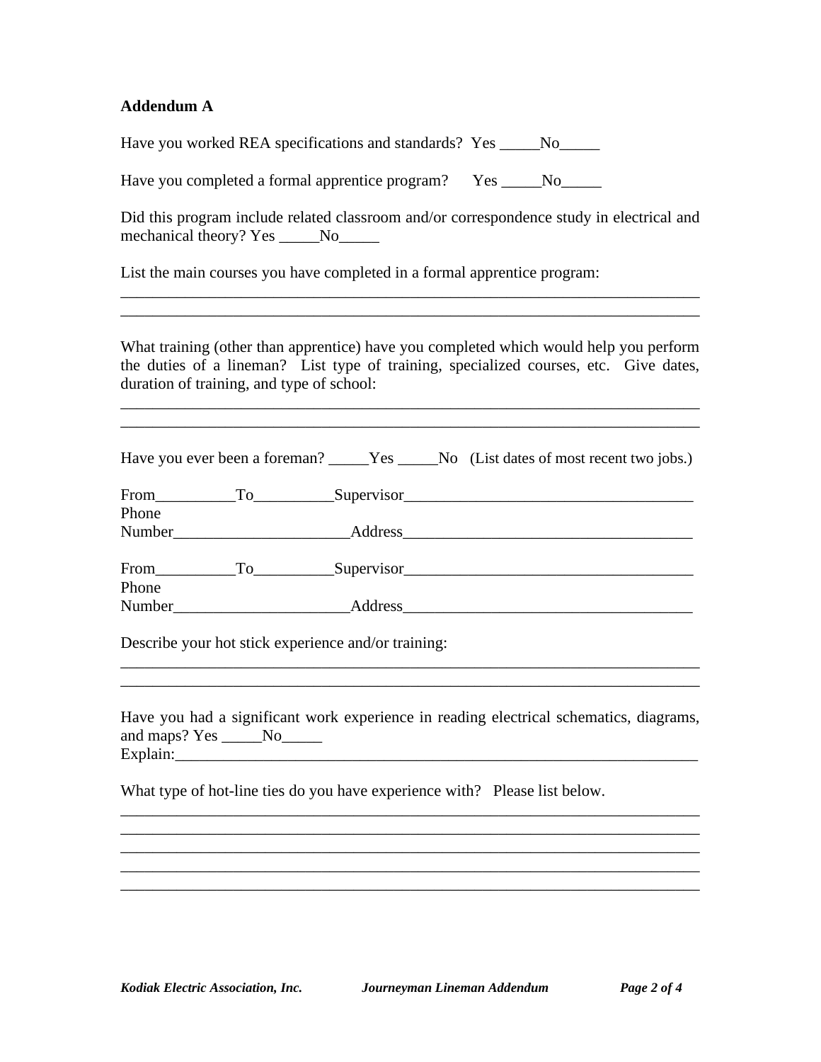**Addendum A**

Have you worked REA specifications and standards?  Yes _____No_____

Have you completed a formal apprentice program?  Yes _____No_____

Did this program include related classroom and/or correspondence study in electrical and mechanical theory? Yes _____No_____

List the main courses you have completed in a formal apprentice program:

___________________________________________________________________________
___________________________________________________________________________

What training (other than apprentice) have you completed which would help you perform the duties of a lineman?  List type of training, specialized courses, etc.  Give dates, duration of training, and type of school:

___________________________________________________________________________
___________________________________________________________________________

Have you ever been a foreman? _____Yes _____No  (List dates of most recent two jobs.)

From__________To__________Supervisor_____________________________________
Phone Number______________________Address____________________________________

From__________To__________Supervisor_____________________________________
Phone Number______________________Address____________________________________

Describe your hot stick experience and/or training:

___________________________________________________________________________
___________________________________________________________________________

Have you had a significant work experience in reading electrical schematics, diagrams, and maps? Yes _____No_____
Explain:____________________________________________________________________

What type of hot-line ties do you have experience with?  Please list below.

___________________________________________________________________________
___________________________________________________________________________
___________________________________________________________________________
___________________________________________________________________________
___________________________________________________________________________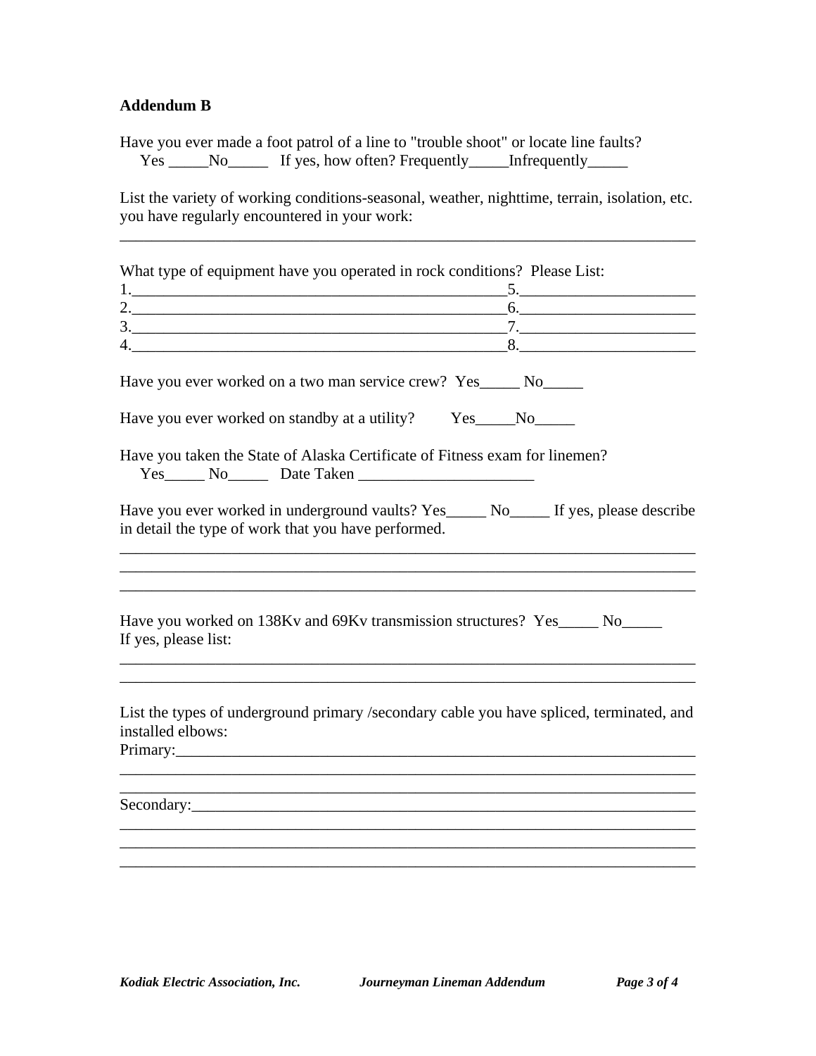**Addendum B**

Have you ever made a foot patrol of a line to "trouble shoot" or locate line faults?
Yes _____No_____ If yes, how often? Frequently_____Infrequently_____

List the variety of working conditions-seasonal, weather, nighttime, terrain, isolation, etc. you have regularly encountered in your work:
___________________________________________________________________________

What type of equipment have you operated in rock conditions? Please List:

| | |
|---|---|
| 1.______________________________________________ | 5.______________________ |
| 2.______________________________________________ | 6.______________________ |
| 3.______________________________________________ | 7.______________________ |
| 4.______________________________________________ | 8.______________________ |

Have you ever worked on a two man service crew? Yes_____ No_____

Have you ever worked on standby at a utility? Yes_____No_____

Have you taken the State of Alaska Certificate of Fitness exam for linemen?
Yes_____ No_____ Date Taken ______________________

Have you ever worked in underground vaults? Yes_____ No_____ If yes, please describe in detail the type of work that you have performed.
___________________________________________________________________________
___________________________________________________________________________
___________________________________________________________________________

Have you worked on 138Kv and 69Kv transmission structures? Yes_____ No_____
If yes, please list:
___________________________________________________________________________
___________________________________________________________________________

List the types of underground primary /secondary cable you have spliced, terminated, and installed elbows:
Primary:___________________________________________________________________
___________________________________________________________________________
___________________________________________________________________________
Secondary:_________________________________________________________________
___________________________________________________________________________
___________________________________________________________________________
___________________________________________________________________________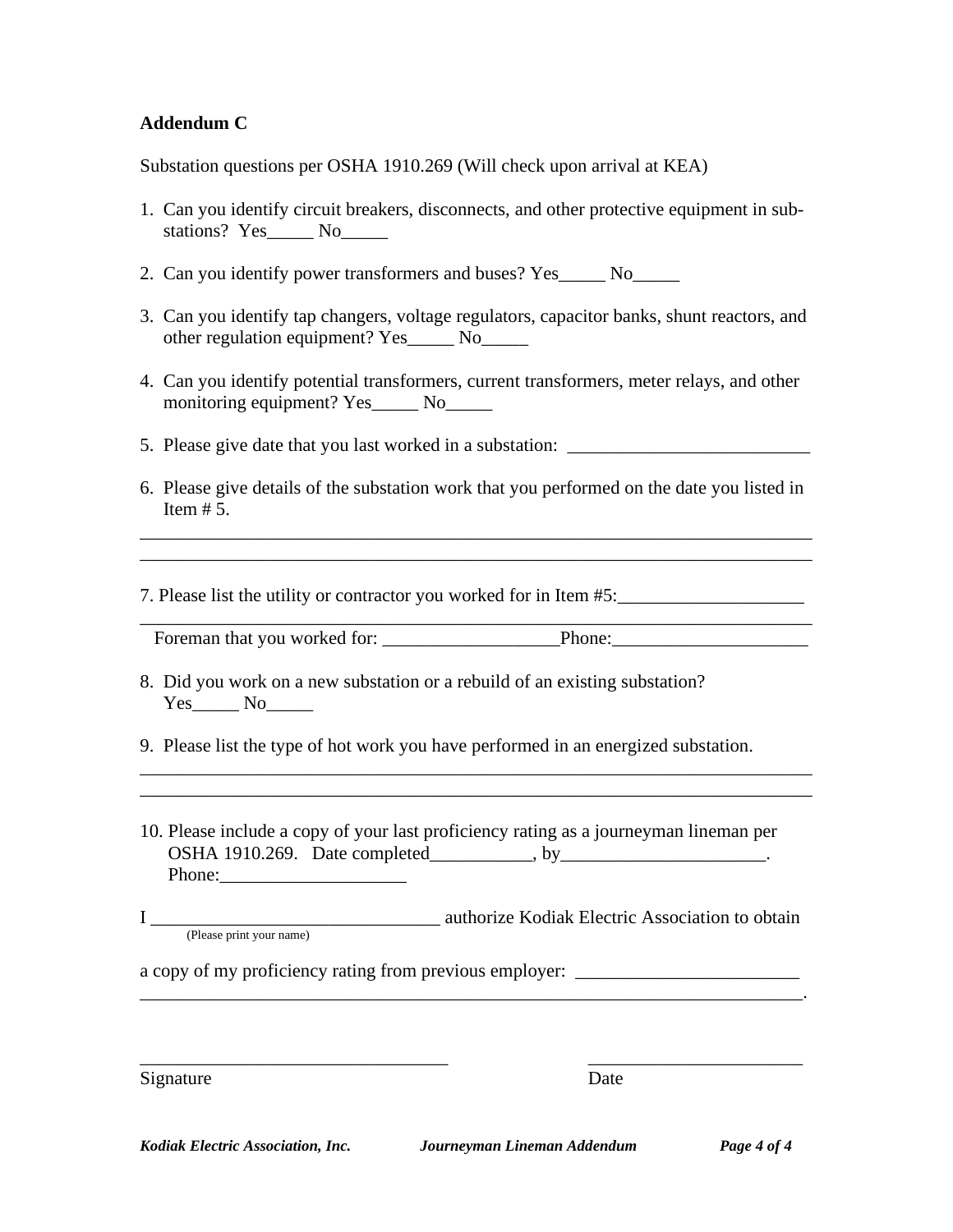**Addendum C**

Substation questions per OSHA 1910.269 (Will check upon arrival at KEA)

1. Can you identify circuit breakers, disconnects, and other protective equipment in sub-stations? Yes_____ No_____
2. Can you identify power transformers and buses? Yes_____ No_____
3. Can you identify tap changers, voltage regulators, capacitor banks, shunt reactors, and other regulation equipment? Yes_____ No_____
4. Can you identify potential transformers, current transformers, meter relays, and other monitoring equipment? Yes_____ No_____
5. Please give date that you last worked in a substation: __________________________
6. Please give details of the substation work that you performed on the date you listed in Item # 5.

____________________________________________________________________________
____________________________________________________________________________

7. Please list the utility or contractor you worked for in Item #5:____________________
____________________________________________________________________________
Foreman that you worked for: ___________________Phone:_____________________

8. Did you work on a new substation or a rebuild of an existing substation? Yes_____ No_____
9. Please list the type of hot work you have performed in an energized substation.

____________________________________________________________________________
____________________________________________________________________________

10. Please include a copy of your last proficiency rating as a journeyman lineman per OSHA 1910.269. Date completed___________, by______________________. Phone:____________________

I _______________________________ authorize Kodiak Electric Association to obtain
(Please print your name)

a copy of my proficiency rating from previous employer: ________________________
___________________________________________________________________________.

_________________________________ _______________________
Signature Date